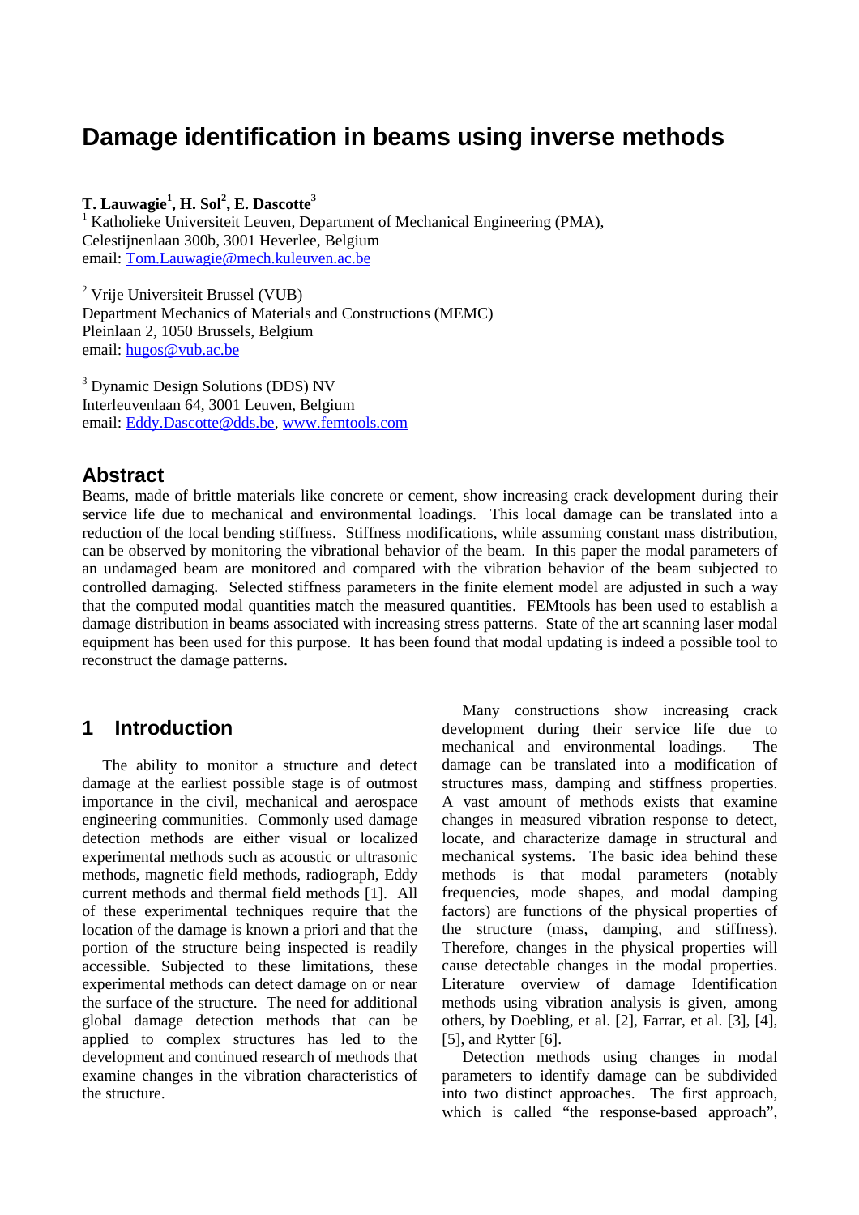# Damage identification in beams using inverse methods

**T. Lauwagie[1], H. Sol[2], E. Dascotte[3]**

[1] Katholieke Universiteit Leuven, Department of Mechanical Engineering (PMA),
Celestijnenlaan 300b, 3001 Heverlee, Belgium
email: Tom.Lauwagie@mech.kuleuven.ac.be

[2] Vrije Universiteit Brussel (VUB)
Department Mechanics of Materials and Constructions (MEMC)
Pleinlaan 2, 1050 Brussels, Belgium
email: hugos@vub.ac.be

[3] Dynamic Design Solutions (DDS) NV
Interleuvenlaan 64, 3001 Leuven, Belgium
email: Eddy.Dascotte@dds.be, www.femtools.com

## Abstract

Beams, made of brittle materials like concrete or cement, show increasing crack development during their service life due to mechanical and environmental loadings. This local damage can be translated into a reduction of the local bending stiffness. Stiffness modifications, while assuming constant mass distribution, can be observed by monitoring the vibrational behavior of the beam. In this paper the modal parameters of an undamaged beam are monitored and compared with the vibration behavior of the beam subjected to controlled damaging. Selected stiffness parameters in the finite element model are adjusted in such a way that the computed modal quantities match the measured quantities. FEMtools has been used to establish a damage distribution in beams associated with increasing stress patterns. State of the art scanning laser modal equipment has been used for this purpose. It has been found that modal updating is indeed a possible tool to reconstruct the damage patterns.

## 1 Introduction

The ability to monitor a structure and detect damage at the earliest possible stage is of outmost importance in the civil, mechanical and aerospace engineering communities. Commonly used damage detection methods are either visual or localized experimental methods such as acoustic or ultrasonic methods, magnetic field methods, radiograph, Eddy current methods and thermal field methods [1]. All of these experimental techniques require that the location of the damage is known a priori and that the portion of the structure being inspected is readily accessible. Subjected to these limitations, these experimental methods can detect damage on or near the surface of the structure. The need for additional global damage detection methods that can be applied to complex structures has led to the development and continued research of methods that examine changes in the vibration characteristics of the structure.

Many constructions show increasing crack development during their service life due to mechanical and environmental loadings. The damage can be translated into a modification of structures mass, damping and stiffness properties. A vast amount of methods exists that examine changes in measured vibration response to detect, locate, and characterize damage in structural and mechanical systems. The basic idea behind these methods is that modal parameters (notably frequencies, mode shapes, and modal damping factors) are functions of the physical properties of the structure (mass, damping, and stiffness). Therefore, changes in the physical properties will cause detectable changes in the modal properties. Literature overview of damage Identification methods using vibration analysis is given, among others, by Doebling, et al. [2], Farrar, et al. [3], [4], [5], and Rytter [6].

Detection methods using changes in modal parameters to identify damage can be subdivided into two distinct approaches. The first approach, which is called "the response-based approach",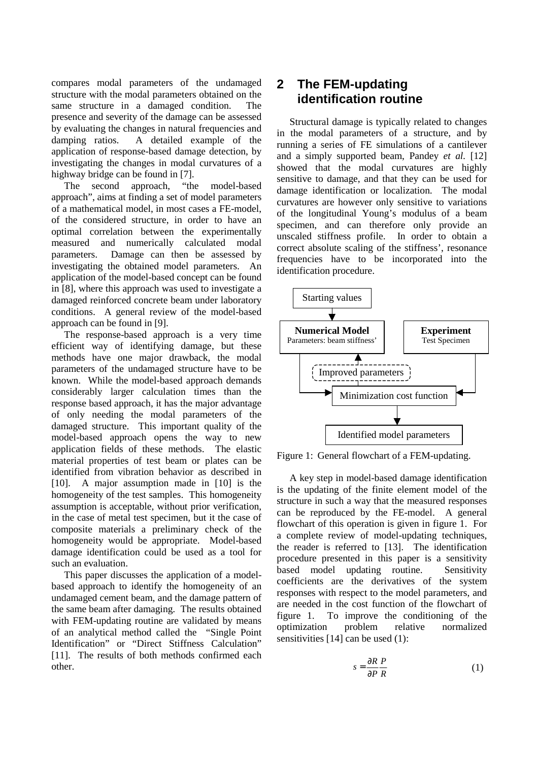compares modal parameters of the undamaged structure with the modal parameters obtained on the same structure in a damaged condition. The presence and severity of the damage can be assessed by evaluating the changes in natural frequencies and damping ratios. A detailed example of the application of response-based damage detection, by investigating the changes in modal curvatures of a highway bridge can be found in [7].

The second approach, "the model-based approach", aims at finding a set of model parameters of a mathematical model, in most cases a FE-model, of the considered structure, in order to have an optimal correlation between the experimentally measured and numerically calculated modal parameters. Damage can then be assessed by investigating the obtained model parameters. An application of the model-based concept can be found in [8], where this approach was used to investigate a damaged reinforced concrete beam under laboratory conditions. A general review of the model-based approach can be found in [9].

The response-based approach is a very time efficient way of identifying damage, but these methods have one major drawback, the modal parameters of the undamaged structure have to be known. While the model-based approach demands considerably larger calculation times than the response based approach, it has the major advantage of only needing the modal parameters of the damaged structure. This important quality of the model-based approach opens the way to new application fields of these methods. The elastic material properties of test beam or plates can be identified from vibration behavior as described in [10]. A major assumption made in [10] is the homogeneity of the test samples. This homogeneity assumption is acceptable, without prior verification, in the case of metal test specimen, but it the case of composite materials a preliminary check of the homogeneity would be appropriate. Model-based damage identification could be used as a tool for such an evaluation.

This paper discusses the application of a model-based approach to identify the homogeneity of an undamaged cement beam, and the damage pattern of the same beam after damaging. The results obtained with FEM-updating routine are validated by means of an analytical method called the "Single Point Identification" or "Direct Stiffness Calculation" [11]. The results of both methods confirmed each other.

## 2 The FEM-updating identification routine

Structural damage is typically related to changes in the modal parameters of a structure, and by running a series of FE simulations of a cantilever and a simply supported beam, Pandey *et al.* [12] showed that the modal curvatures are highly sensitive to damage, and that they can be used for damage identification or localization. The modal curvatures are however only sensitive to variations of the longitudinal Young's modulus of a beam specimen, and can therefore only provide an unscaled stiffness profile. In order to obtain a correct absolute scaling of the stiffness', resonance frequencies have to be incorporated into the identification procedure.

Starting values → **Numerical Model** (Parameters: beam stiffness') / **Experiment** (Test Specimen) → Minimization cost function → Improved parameters → Identified model parameters

Figure 1: General flowchart of a FEM-updating.

A key step in model-based damage identification is the updating of the finite element model of the structure in such a way that the measured responses can be reproduced by the FE-model. A general flowchart of this operation is given in figure 1. For a complete review of model-updating techniques, the reader is referred to [13]. The identification procedure presented in this paper is a sensitivity based model updating routine. Sensitivity coefficients are the derivatives of the system responses with respect to the model parameters, and are needed in the cost function of the flowchart of figure 1. To improve the conditioning of the optimization problem relative normalized sensitivities [14] can be used (1):

$$s = \frac{\partial R}{\partial P}\frac{P}{R} \tag{1}$$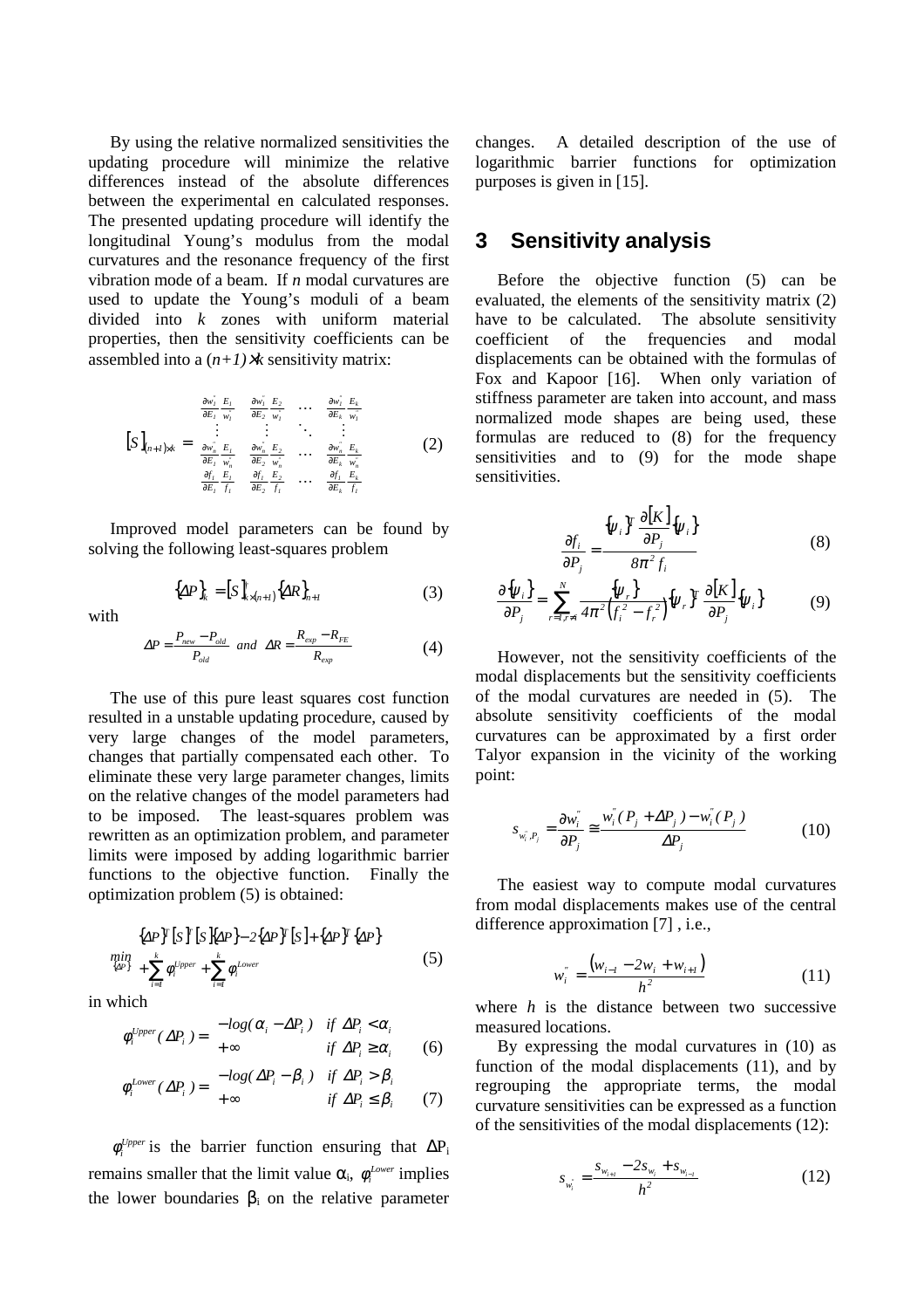By using the relative normalized sensitivities the updating procedure will minimize the relative differences instead of the absolute differences between the experimental en calculated responses. The presented updating procedure will identify the longitudinal Young's modulus from the modal curvatures and the resonance frequency of the first vibration mode of a beam. If *n* modal curvatures are used to update the Young's moduli of a beam divided into *k* zones with uniform material properties, then the sensitivity coefficients can be assembled into a $(n+1)\times k$ sensitivity matrix:

$$[S]_{(n+1)\times k} = \begin{bmatrix} \frac{\partial w_1^{''}}{\partial E_1}\frac{E_1}{w_1^{''}} & \frac{\partial w_1^{''}}{\partial E_2}\frac{E_2}{w_1^{''}} & \cdots & \frac{\partial w_1^{''}}{\partial E_k}\frac{E_k}{w_1^{''}} \\ \vdots & \vdots & \ddots & \vdots \\ \frac{\partial w_n^{''}}{\partial E_1}\frac{E_1}{w_n^{''}} & \frac{\partial w_n^{''}}{\partial E_2}\frac{E_2}{w_n^{''}} & \cdots & \frac{\partial w_n^{''}}{\partial E_k}\frac{E_k}{w_n^{''}} \\ \frac{\partial f_1}{\partial E_1}\frac{E_1}{f_1} & \frac{\partial f_1}{\partial E_2}\frac{E_2}{f_1} & \cdots & \frac{\partial f_1}{\partial E_k}\frac{E_k}{f_1} \end{bmatrix} \tag{2}$$

Improved model parameters can be found by solving the following least-squares problem

$$\{\Delta P\}_k = [S]^{+}_{k\times(n+1)}\{\Delta R\}_{n+1} \tag{3}$$

with

$$\Delta P = \frac{P_{new} - P_{old}}{P_{old}} \ \text{and} \ \Delta R = \frac{R_{exp} - R_{FE}}{R_{exp}} \tag{4}$$

The use of this pure least squares cost function resulted in a unstable updating procedure, caused by very large changes of the model parameters, changes that partially compensated each other. To eliminate these very large parameter changes, limits on the relative changes of the model parameters had to be imposed. The least-squares problem was rewritten as an optimization problem, and parameter limits were imposed by adding logarithmic barrier functions to the objective function. Finally the optimization problem (5) is obtained:

$$\min_{\{\Delta P\}} \begin{aligned} &\{\Delta P\}^T[S]^T[S]\{\Delta P\} - 2\{\Delta P\}^T[S] + \{\Delta P\}^T\{\Delta P\} \\ &+ \sum_{i=1}^{k}\varphi_i^{Upper} + \sum_{i=1}^{k}\varphi_i^{Lower} \end{aligned} \tag{5}$$

in which

$$\varphi_i^{Upper}(\Delta P_i) = \begin{cases} -\log(\alpha_i - \Delta P_i) & \text{if } \Delta P_i < \alpha_i \\ +\infty & \text{if } \Delta P_i \geq \alpha_i \end{cases} \tag{6}$$

$$\varphi_i^{Lower}(\Delta P_i) = \begin{cases} -\log(\Delta P_i - \beta_i) & \text{if } \Delta P_i > \beta_i \\ +\infty & \text{if } \Delta P_i \leq \beta_i \end{cases} \tag{7}$$

$\varphi_i^{Upper}$ is the barrier function ensuring that $\Delta P_i$ remains smaller that the limit value $\alpha_i$, $\varphi_i^{Lower}$ implies the lower boundaries $\beta_i$ on the relative parameter changes. A detailed description of the use of logarithmic barrier functions for optimization purposes is given in [15].

## 3 Sensitivity analysis

Before the objective function (5) can be evaluated, the elements of the sensitivity matrix (2) have to be calculated. The absolute sensitivity coefficient of the frequencies and modal displacements can be obtained with the formulas of Fox and Kapoor [16]. When only variation of stiffness parameter are taken into account, and mass normalized mode shapes are being used, these formulas are reduced to (8) for the frequency sensitivities and to (9) for the mode shape sensitivities.

$$\frac{\partial f_i}{\partial P_j} = \frac{\{\psi_i\}^T \frac{\partial [K]}{\partial P_j}\{\psi_i\}}{8\pi^2 f_i} \tag{8}$$

$$\frac{\partial \{\psi_i\}}{\partial P_j} = \sum_{r=1, r\neq i}^{N} \frac{\{\psi_r\}}{4\pi^2\left(f_i^2 - f_r^2\right)}\{\psi_r\}^T \frac{\partial [K]}{\partial P_j}\{\psi_i\} \tag{9}$$

However, not the sensitivity coefficients of the modal displacements but the sensitivity coefficients of the modal curvatures are needed in (5). The absolute sensitivity coefficients of the modal curvatures can be approximated by a first order Talyor expansion in the vicinity of the working point:

$$s_{w_i^{''},P_j} = \frac{\partial w_i^{''}}{\partial P_j} \cong \frac{w_i^{''}(P_j + \Delta P_j) - w_i^{''}(P_j)}{\Delta P_j} \tag{10}$$

The easiest way to compute modal curvatures from modal displacements makes use of the central difference approximation [7] , i.e.,

$$w_i^{''} = \frac{\left(w_{i-1} - 2w_i + w_{i+1}\right)}{h^2} \tag{11}$$

where *h* is the distance between two successive measured locations.

By expressing the modal curvatures in (10) as function of the modal displacements (11), and by regrouping the appropriate terms, the modal curvature sensitivities can be expressed as a function of the sensitivities of the modal displacements (12):

$$s_{w_i^{''}} = \frac{s_{w_{i+1}} - 2s_{w_i} + s_{w_{i-1}}}{h^2} \tag{12}$$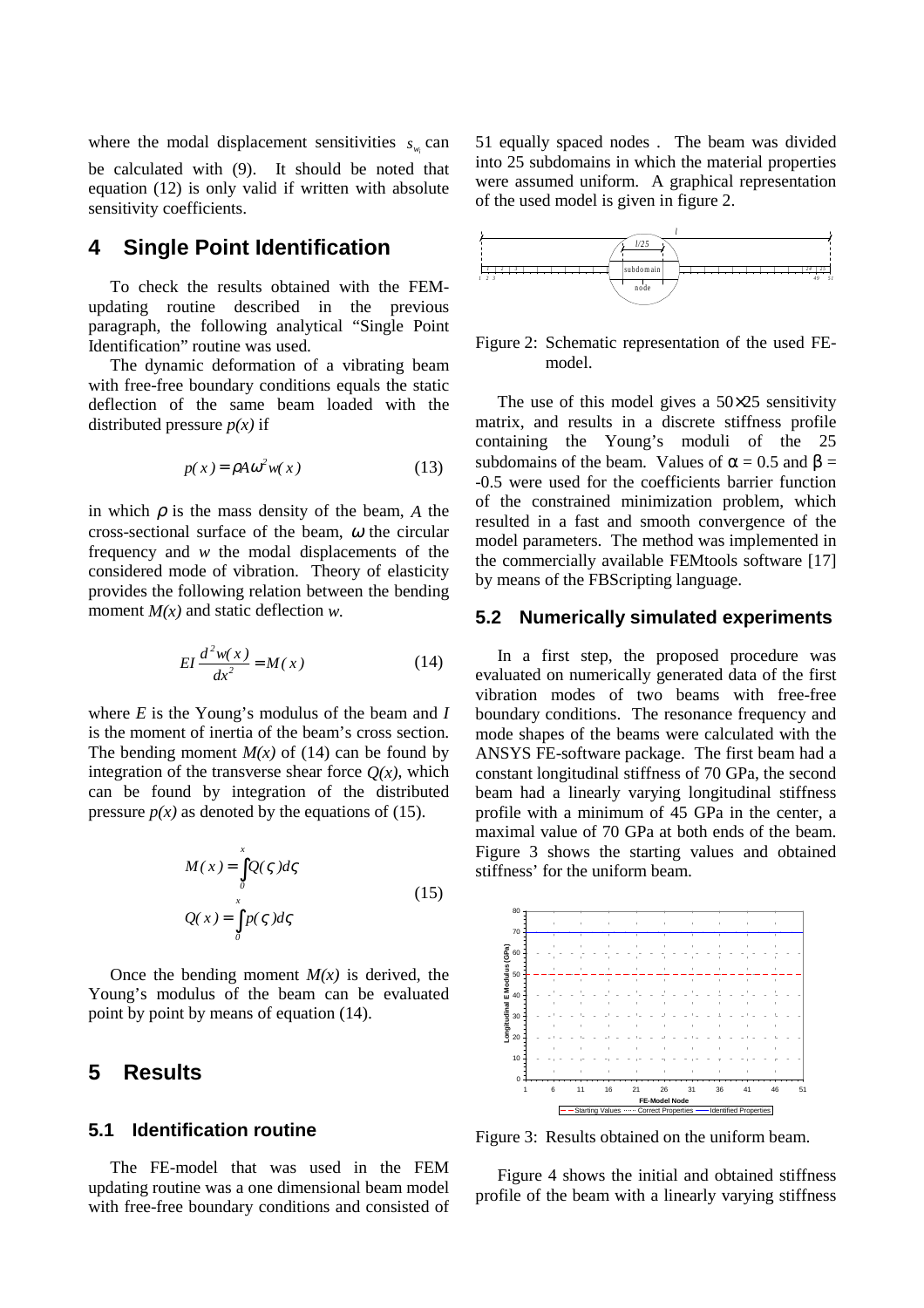where the modal displacement sensitivities $s_{w_i}$ can be calculated with (9). It should be noted that equation (12) is only valid if written with absolute sensitivity coefficients.

# 4 Single Point Identification

To check the results obtained with the FEM-updating routine described in the previous paragraph, the following analytical "Single Point Identification" routine was used.

The dynamic deformation of a vibrating beam with free-free boundary conditions equals the static deflection of the same beam loaded with the distributed pressure *p(x)* if

$$p(x) = \rho A \omega^2 w(x) \tag{13}$$

in which $\rho$ is the mass density of the beam, $A$ the cross-sectional surface of the beam, $\omega$ the circular frequency and $w$ the modal displacements of the considered mode of vibration. Theory of elasticity provides the following relation between the bending moment $M(x)$ and static deflection $w$.

$$EI \frac{d^2 w(x)}{dx^2} = M(x) \tag{14}$$

where $E$ is the Young's modulus of the beam and $I$ is the moment of inertia of the beam's cross section. The bending moment $M(x)$ of (14) can be found by integration of the transverse shear force $Q(x)$, which can be found by integration of the distributed pressure $p(x)$ as denoted by the equations of (15).

$$\begin{aligned} M(x) &= \int_0^x Q(\varsigma) d\varsigma \\ Q(x) &= \int_0^x p(\varsigma) d\varsigma \end{aligned} \tag{15}$$

Once the bending moment $M(x)$ is derived, the Young's modulus of the beam can be evaluated point by point by means of equation (14).

# 5 Results

## 5.1 Identification routine

The FE-model that was used in the FEM updating routine was a one dimensional beam model with free-free boundary conditions and consisted of 51 equally spaced nodes . The beam was divided into 25 subdomains in which the material properties were assumed uniform. A graphical representation of the used model is given in figure 2.

Figure 2: Schematic representation of the used FE-model.

The use of this model gives a 50×25 sensitivity matrix, and results in a discrete stiffness profile containing the Young's moduli of the 25 subdomains of the beam. Values of $\alpha$ = 0.5 and $\beta$ = -0.5 were used for the coefficients barrier function of the constrained minimization problem, which resulted in a fast and smooth convergence of the model parameters. The method was implemented in the commercially available FEMtools software [17] by means of the FBScripting language.

## 5.2 Numerically simulated experiments

In a first step, the proposed procedure was evaluated on numerically generated data of the first vibration modes of two beams with free-free boundary conditions. The resonance frequency and mode shapes of the beams were calculated with the ANSYS FE-software package. The first beam had a constant longitudinal stiffness of 70 GPa, the second beam had a linearly varying longitudinal stiffness profile with a minimum of 45 GPa in the center, a maximal value of 70 GPa at both ends of the beam. Figure 3 shows the starting values and obtained stiffness' for the uniform beam.

Figure 3: Results obtained on the uniform beam.

Figure 4 shows the initial and obtained stiffness profile of the beam with a linearly varying stiffness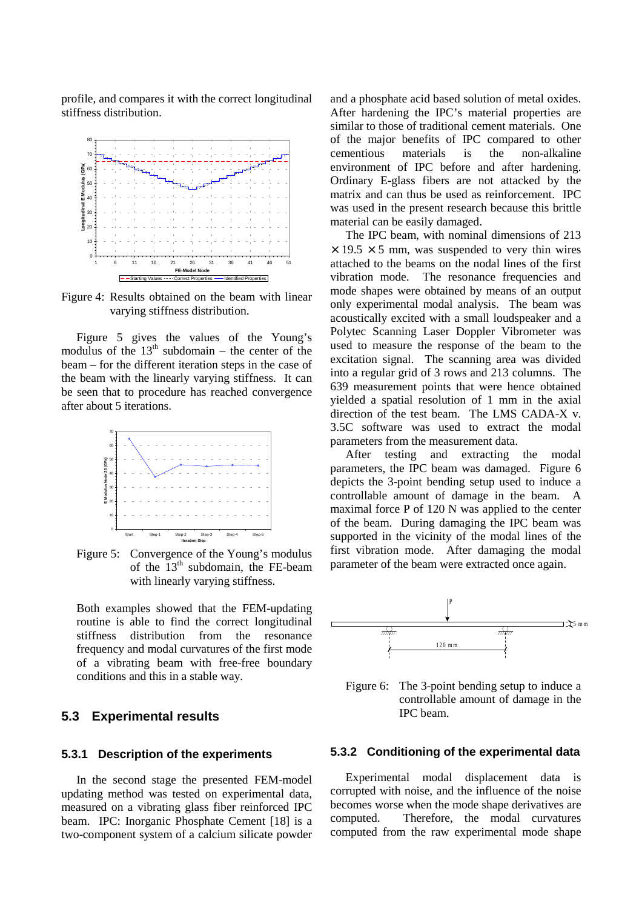profile, and compares it with the correct longitudinal stiffness distribution.

Figure 4: Results obtained on the beam with linear varying stiffness distribution.

Figure 5 gives the values of the Young's modulus of the 13th subdomain – the center of the beam – for the different iteration steps in the case of the beam with the linearly varying stiffness. It can be seen that to procedure has reached convergence after about 5 iterations.

Figure 5: Convergence of the Young's modulus of the 13th subdomain, the FE-beam with linearly varying stiffness.

Both examples showed that the FEM-updating routine is able to find the correct longitudinal stiffness distribution from the resonance frequency and modal curvatures of the first mode of a vibrating beam with free-free boundary conditions and this in a stable way.

## 5.3 Experimental results

### 5.3.1 Description of the experiments

In the second stage the presented FEM-model updating method was tested on experimental data, measured on a vibrating glass fiber reinforced IPC beam. IPC: Inorganic Phosphate Cement [18] is a two-component system of a calcium silicate powder and a phosphate acid based solution of metal oxides. After hardening the IPC's material properties are similar to those of traditional cement materials. One of the major benefits of IPC compared to other cementious materials is the non-alkaline environment of IPC before and after hardening. Ordinary E-glass fibers are not attacked by the matrix and can thus be used as reinforcement. IPC was used in the present research because this brittle material can be easily damaged.

The IPC beam, with nominal dimensions of 213 $\times$ 19.5 $\times$ 5 mm, was suspended to very thin wires attached to the beams on the nodal lines of the first vibration mode. The resonance frequencies and mode shapes were obtained by means of an output only experimental modal analysis. The beam was acoustically excited with a small loudspeaker and a Polytec Scanning Laser Doppler Vibrometer was used to measure the response of the beam to the excitation signal. The scanning area was divided into a regular grid of 3 rows and 213 columns. The 639 measurement points that were hence obtained yielded a spatial resolution of 1 mm in the axial direction of the test beam. The LMS CADA-X v. 3.5C software was used to extract the modal parameters from the measurement data.

After testing and extracting the modal parameters, the IPC beam was damaged. Figure 6 depicts the 3-point bending setup used to induce a controllable amount of damage in the beam. A maximal force P of 120 N was applied to the center of the beam. During damaging the IPC beam was supported in the vicinity of the modal lines of the first vibration mode. After damaging the modal parameter of the beam were extracted once again.

Figure 6: The 3-point bending setup to induce a controllable amount of damage in the IPC beam.

### 5.3.2 Conditioning of the experimental data

Experimental modal displacement data is corrupted with noise, and the influence of the noise becomes worse when the mode shape derivatives are computed. Therefore, the modal curvatures computed from the raw experimental mode shape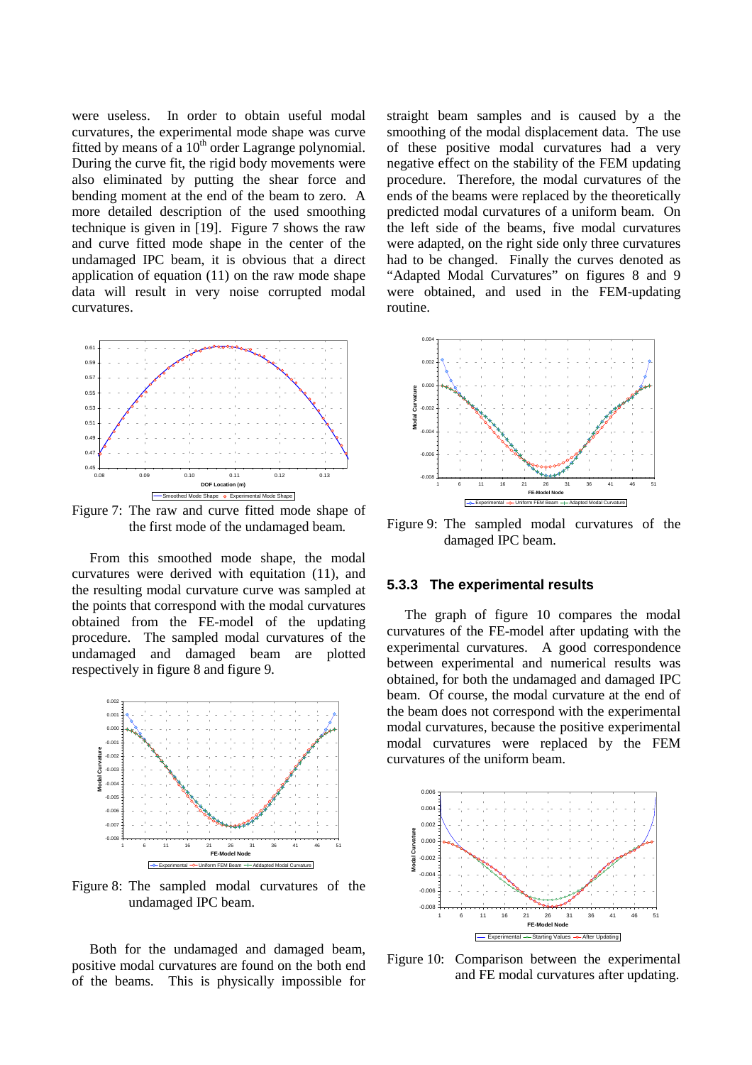were useless. In order to obtain useful modal curvatures, the experimental mode shape was curve fitted by means of a $10^{th}$ order Lagrange polynomial. During the curve fit, the rigid body movements were also eliminated by putting the shear force and bending moment at the end of the beam to zero. A more detailed description of the used smoothing technique is given in [19]. Figure 7 shows the raw and curve fitted mode shape in the center of the undamaged IPC beam, it is obvious that a direct application of equation (11) on the raw mode shape data will result in very noise corrupted modal curvatures.

Figure 7: The raw and curve fitted mode shape of the first mode of the undamaged beam.

From this smoothed mode shape, the modal curvatures were derived with equitation (11), and the resulting modal curvature curve was sampled at the points that correspond with the modal curvatures obtained from the FE-model of the updating procedure. The sampled modal curvatures of the undamaged and damaged beam are plotted respectively in figure 8 and figure 9.

Figure 8: The sampled modal curvatures of the undamaged IPC beam.

Both for the undamaged and damaged beam, positive modal curvatures are found on the both end of the beams. This is physically impossible for straight beam samples and is caused by a the smoothing of the modal displacement data. The use of these positive modal curvatures had a very negative effect on the stability of the FEM updating procedure. Therefore, the modal curvatures of the ends of the beams were replaced by the theoretically predicted modal curvatures of a uniform beam. On the left side of the beams, five modal curvatures were adapted, on the right side only three curvatures had to be changed. Finally the curves denoted as "Adapted Modal Curvatures" on figures 8 and 9 were obtained, and used in the FEM-updating routine.

Figure 9: The sampled modal curvatures of the damaged IPC beam.

### 5.3.3 The experimental results

The graph of figure 10 compares the modal curvatures of the FE-model after updating with the experimental curvatures. A good correspondence between experimental and numerical results was obtained, for both the undamaged and damaged IPC beam. Of course, the modal curvature at the end of the beam does not correspond with the experimental modal curvatures, because the positive experimental modal curvatures were replaced by the FEM curvatures of the uniform beam.

Figure 10: Comparison between the experimental and FE modal curvatures after updating.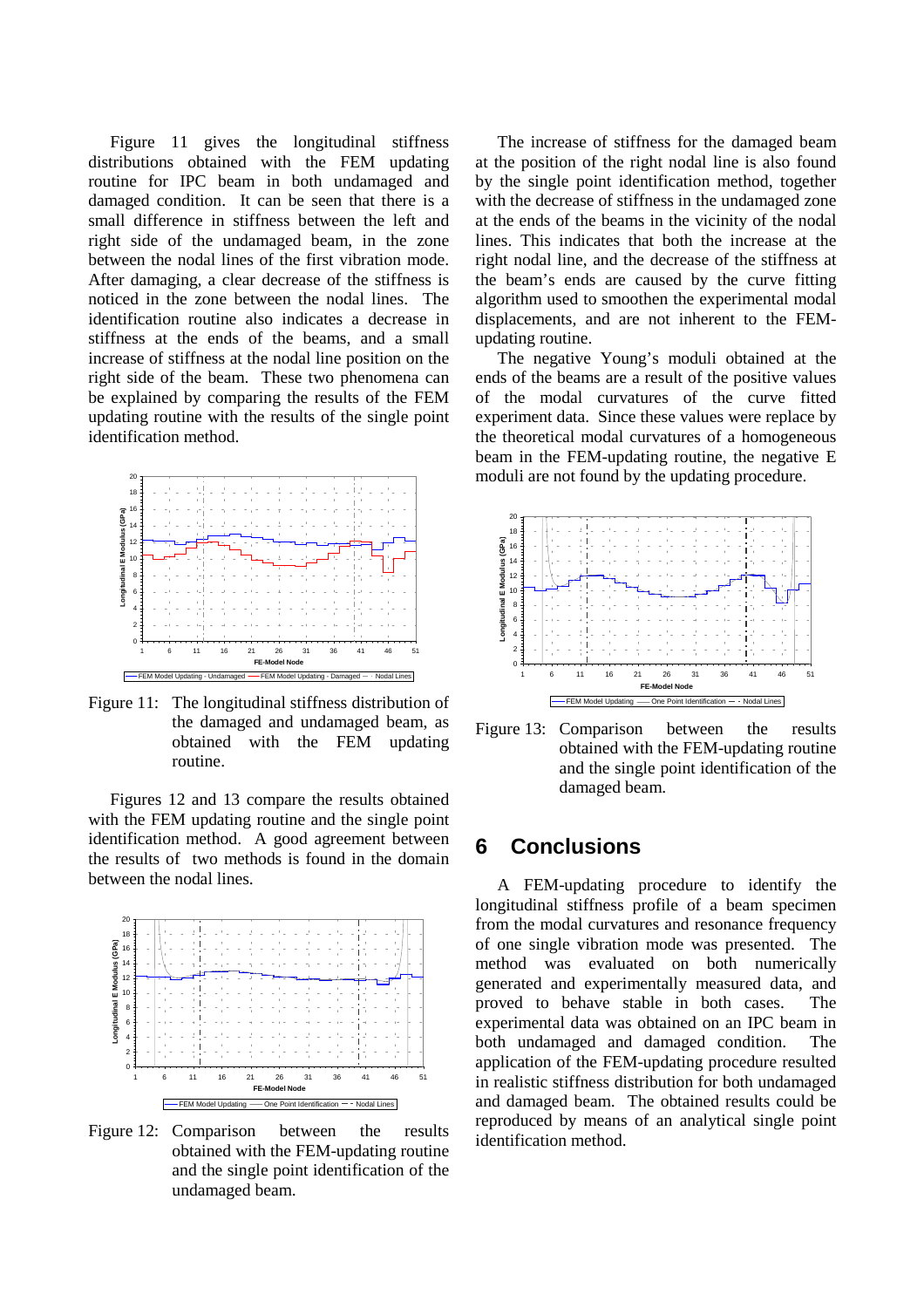Figure 11 gives the longitudinal stiffness distributions obtained with the FEM updating routine for IPC beam in both undamaged and damaged condition. It can be seen that there is a small difference in stiffness between the left and right side of the undamaged beam, in the zone between the nodal lines of the first vibration mode. After damaging, a clear decrease of the stiffness is noticed in the zone between the nodal lines. The identification routine also indicates a decrease in stiffness at the ends of the beams, and a small increase of stiffness at the nodal line position on the right side of the beam. These two phenomena can be explained by comparing the results of the FEM updating routine with the results of the single point identification method.

Figure 11: The longitudinal stiffness distribution of the damaged and undamaged beam, as obtained with the FEM updating routine.

Figures 12 and 13 compare the results obtained with the FEM updating routine and the single point identification method. A good agreement between the results of two methods is found in the domain between the nodal lines.

Figure 12: Comparison between the results obtained with the FEM-updating routine and the single point identification of the undamaged beam.

The increase of stiffness for the damaged beam at the position of the right nodal line is also found by the single point identification method, together with the decrease of stiffness in the undamaged zone at the ends of the beams in the vicinity of the nodal lines. This indicates that both the increase at the right nodal line, and the decrease of the stiffness at the beam's ends are caused by the curve fitting algorithm used to smoothen the experimental modal displacements, and are not inherent to the FEM-updating routine.

The negative Young's moduli obtained at the ends of the beams are a result of the positive values of the modal curvatures of the curve fitted experiment data. Since these values were replace by the theoretical modal curvatures of a homogeneous beam in the FEM-updating routine, the negative E moduli are not found by the updating procedure.

Figure 13: Comparison between the results obtained with the FEM-updating routine and the single point identification of the damaged beam.

# 6 Conclusions

A FEM-updating procedure to identify the longitudinal stiffness profile of a beam specimen from the modal curvatures and resonance frequency of one single vibration mode was presented. The method was evaluated on both numerically generated and experimentally measured data, and proved to behave stable in both cases. The experimental data was obtained on an IPC beam in both undamaged and damaged condition. The application of the FEM-updating procedure resulted in realistic stiffness distribution for both undamaged and damaged beam. The obtained results could be reproduced by means of an analytical single point identification method.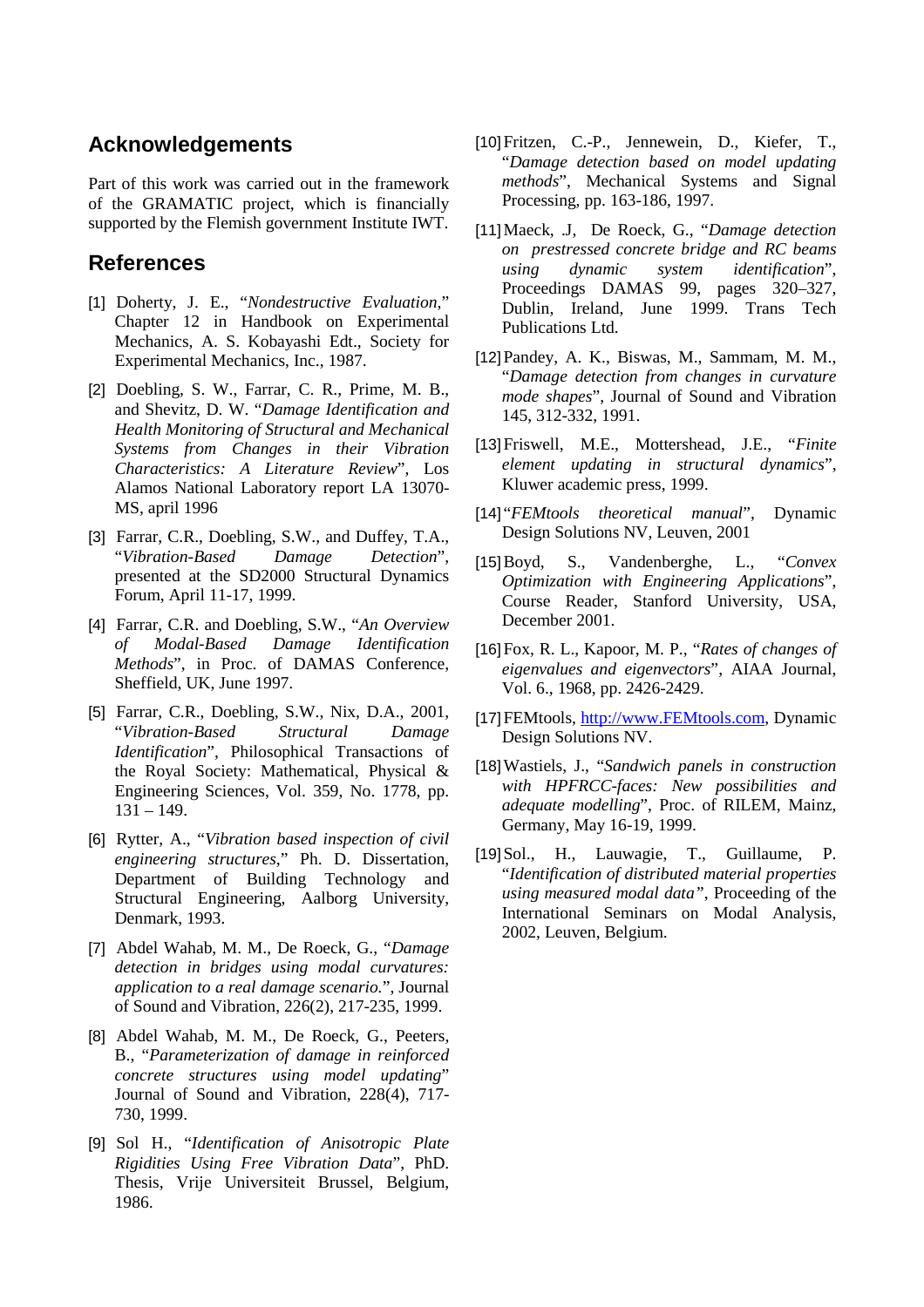## Acknowledgements

Part of this work was carried out in the framework of the GRAMATIC project, which is financially supported by the Flemish government Institute IWT.

## References

[1] Doherty, J. E., "*Nondestructive Evaluation*," Chapter 12 in Handbook on Experimental Mechanics, A. S. Kobayashi Edt., Society for Experimental Mechanics, Inc., 1987.

[2] Doebling, S. W., Farrar, C. R., Prime, M. B., and Shevitz, D. W. "*Damage Identification and Health Monitoring of Structural and Mechanical Systems from Changes in their Vibration Characteristics: A Literature Review*", Los Alamos National Laboratory report LA 13070-MS, april 1996

[3] Farrar, C.R., Doebling, S.W., and Duffey, T.A., "*Vibration-Based Damage Detection*", presented at the SD2000 Structural Dynamics Forum, April 11-17, 1999.

[4] Farrar, C.R. and Doebling, S.W., "*An Overview of Modal-Based Damage Identification Methods*", in Proc. of DAMAS Conference, Sheffield, UK, June 1997.

[5] Farrar, C.R., Doebling, S.W., Nix, D.A., 2001, "*Vibration-Based Structural Damage Identification*", Philosophical Transactions of the Royal Society: Mathematical, Physical & Engineering Sciences, Vol. 359, No. 1778, pp. 131 – 149.

[6] Rytter, A., "*Vibration based inspection of civil engineering structures*," Ph. D. Dissertation, Department of Building Technology and Structural Engineering, Aalborg University, Denmark, 1993.

[7] Abdel Wahab, M. M., De Roeck, G., "*Damage detection in bridges using modal curvatures: application to a real damage scenario.*", Journal of Sound and Vibration, 226(2), 217-235, 1999.

[8] Abdel Wahab, M. M., De Roeck, G., Peeters, B., "*Parameterization of damage in reinforced concrete structures using model updating*" Journal of Sound and Vibration, 228(4), 717-730, 1999.

[9] Sol H., "*Identification of Anisotropic Plate Rigidities Using Free Vibration Data*", PhD. Thesis, Vrije Universiteit Brussel, Belgium, 1986.

[10] Fritzen, C.-P., Jennewein, D., Kiefer, T., "*Damage detection based on model updating methods*", Mechanical Systems and Signal Processing, pp. 163-186, 1997.

[11] Maeck, .J, De Roeck, G., "*Damage detection on prestressed concrete bridge and RC beams using dynamic system identification*", Proceedings DAMAS 99, pages 320–327, Dublin, Ireland, June 1999. Trans Tech Publications Ltd.

[12] Pandey, A. K., Biswas, M., Sammam, M. M., "*Damage detection from changes in curvature mode shapes*", Journal of Sound and Vibration 145, 312-332, 1991.

[13] Friswell, M.E., Mottershead, J.E., "*Finite element updating in structural dynamics*", Kluwer academic press, 1999.

[14] "*FEMtools theoretical manual*", Dynamic Design Solutions NV, Leuven, 2001

[15] Boyd, S., Vandenberghe, L., "*Convex Optimization with Engineering Applications*", Course Reader, Stanford University, USA, December 2001.

[16] Fox, R. L., Kapoor, M. P., "*Rates of changes of eigenvalues and eigenvectors*", AIAA Journal, Vol. 6., 1968, pp. 2426-2429.

[17] FEMtools, http://www.FEMtools.com, Dynamic Design Solutions NV.

[18] Wastiels, J., "*Sandwich panels in construction with HPFRCC-faces: New possibilities and adequate modelling*", Proc. of RILEM, Mainz, Germany, May 16-19, 1999.

[19] Sol., H., Lauwagie, T., Guillaume, P. "*Identification of distributed material properties using measured modal data*", Proceeding of the International Seminars on Modal Analysis, 2002, Leuven, Belgium.